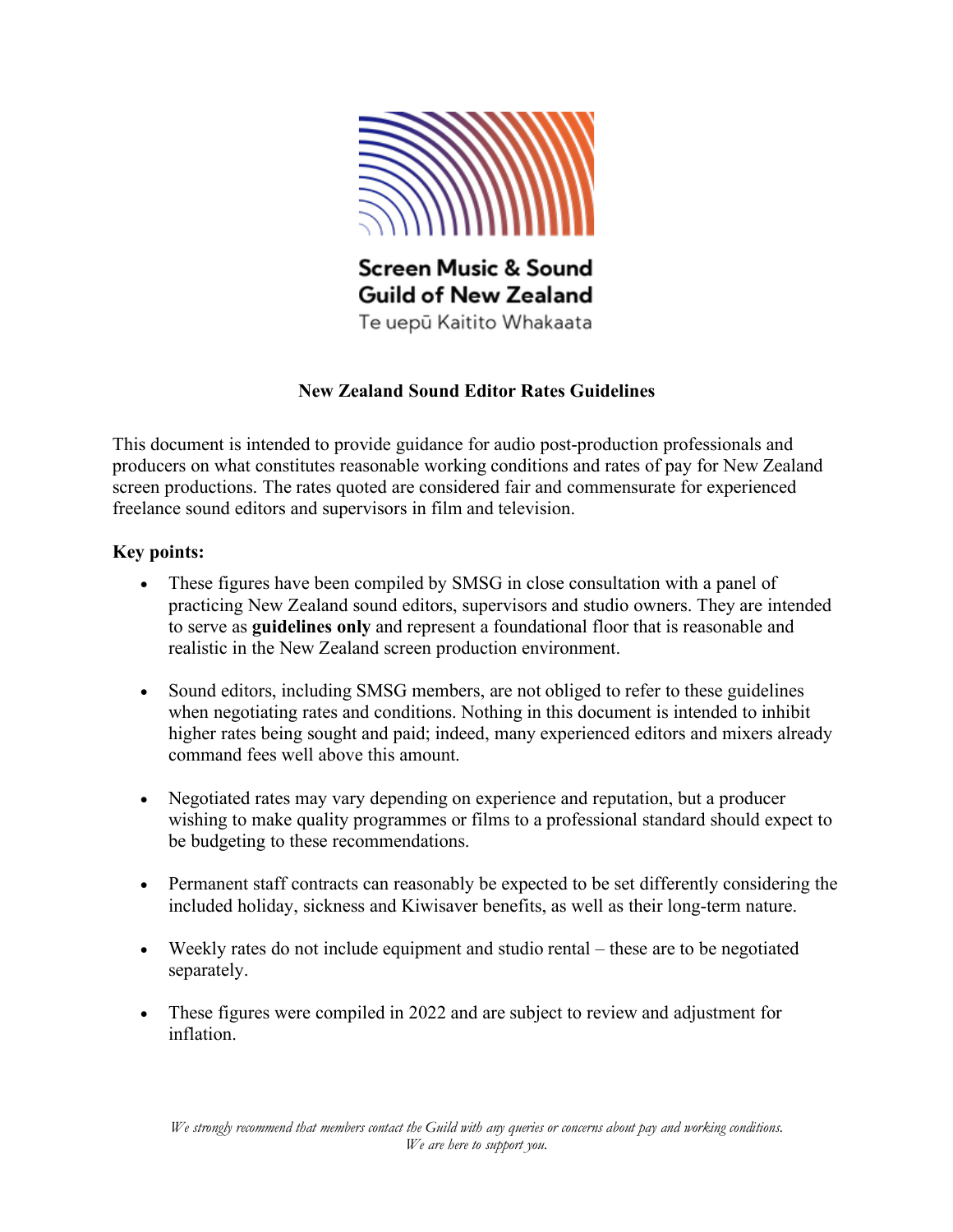Screen Music & Sound Guild of New Zealand
Te uepū Kaitito Whakaata

# New Zealand Sound Editor Rates Guidelines

This document is intended to provide guidance for audio post-production professionals and producers on what constitutes reasonable working conditions and rates of pay for New Zealand screen productions. The rates quoted are considered fair and commensurate for experienced freelance sound editors and supervisors in film and television.

**Key points:**

- These figures have been compiled by SMSG in close consultation with a panel of practicing New Zealand sound editors, supervisors and studio owners. They are intended to serve as **guidelines only** and represent a foundational floor that is reasonable and realistic in the New Zealand screen production environment.

- Sound editors, including SMSG members, are not obliged to refer to these guidelines when negotiating rates and conditions. Nothing in this document is intended to inhibit higher rates being sought and paid; indeed, many experienced editors and mixers already command fees well above this amount.

- Negotiated rates may vary depending on experience and reputation, but a producer wishing to make quality programmes or films to a professional standard should expect to be budgeting to these recommendations.

- Permanent staff contracts can reasonably be expected to be set differently considering the included holiday, sickness and Kiwisaver benefits, as well as their long-term nature.

- Weekly rates do not include equipment and studio rental – these are to be negotiated separately.

- These figures were compiled in 2022 and are subject to review and adjustment for inflation.

*We strongly recommend that members contact the Guild with any queries or concerns about pay and working conditions. We are here to support you.*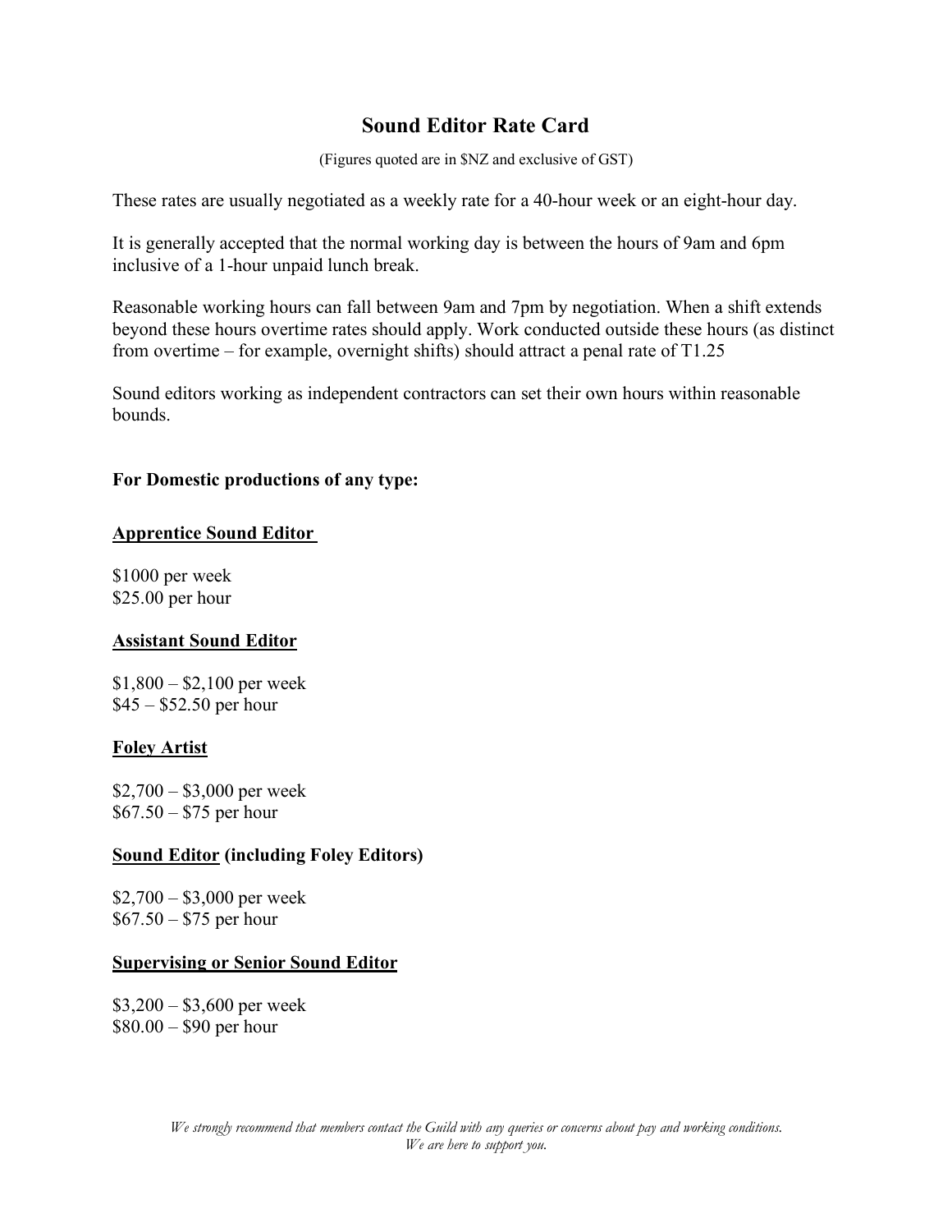# Sound Editor Rate Card

(Figures quoted are in $NZ and exclusive of GST)

These rates are usually negotiated as a weekly rate for a 40-hour week or an eight-hour day.

It is generally accepted that the normal working day is between the hours of 9am and 6pm inclusive of a 1-hour unpaid lunch break.

Reasonable working hours can fall between 9am and 7pm by negotiation. When a shift extends beyond these hours overtime rates should apply. Work conducted outside these hours (as distinct from overtime – for example, overnight shifts) should attract a penal rate of T1.25

Sound editors working as independent contractors can set their own hours within reasonable bounds.

**For Domestic productions of any type:**

**<u>Apprentice Sound Editor</u>**

$1000 per week
$25.00 per hour

**<u>Assistant Sound Editor</u>**

$1,800 – $2,100 per week
$45 – $52.50 per hour

**<u>Foley Artist</u>**

$2,700 – $3,000 per week
$67.50 – $75 per hour

**<u>Sound Editor</u> (including Foley Editors)**

$2,700 – $3,000 per week
$67.50 – $75 per hour

**<u>Supervising or Senior Sound Editor</u>**

$3,200 – $3,600 per week
$80.00 – $90 per hour

*We strongly recommend that members contact the Guild with any queries or concerns about pay and working conditions. We are here to support you.*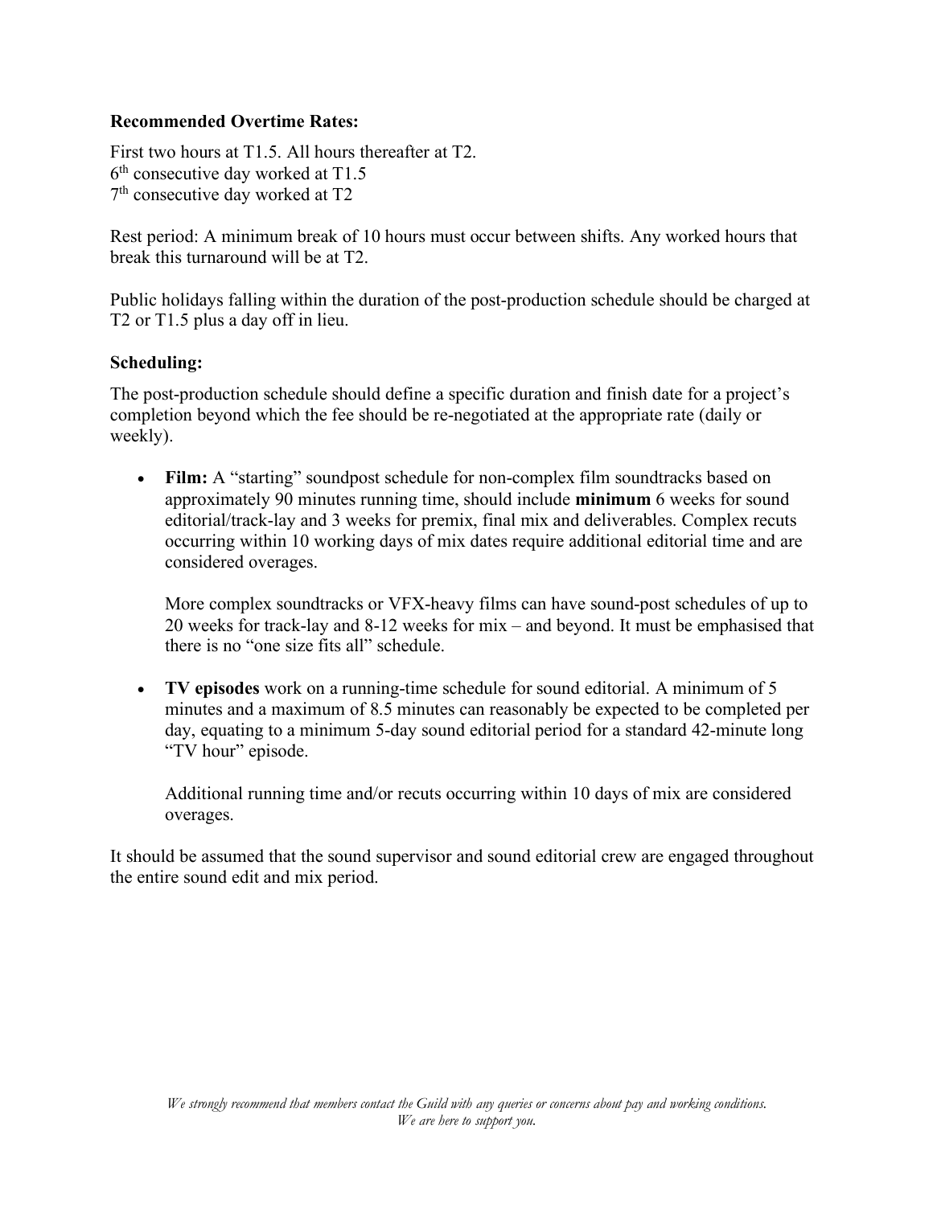**Recommended Overtime Rates:**

First two hours at T1.5. All hours thereafter at T2.
6th consecutive day worked at T1.5
7th consecutive day worked at T2

Rest period: A minimum break of 10 hours must occur between shifts. Any worked hours that break this turnaround will be at T2.

Public holidays falling within the duration of the post-production schedule should be charged at T2 or T1.5 plus a day off in lieu.

**Scheduling:**

The post-production schedule should define a specific duration and finish date for a project's completion beyond which the fee should be re-negotiated at the appropriate rate (daily or weekly).

- **Film:** A "starting" soundpost schedule for non-complex film soundtracks based on approximately 90 minutes running time, should include **minimum** 6 weeks for sound editorial/track-lay and 3 weeks for premix, final mix and deliverables. Complex recuts occurring within 10 working days of mix dates require additional editorial time and are considered overages.

  More complex soundtracks or VFX-heavy films can have sound-post schedules of up to 20 weeks for track-lay and 8-12 weeks for mix – and beyond. It must be emphasised that there is no "one size fits all" schedule.

- **TV episodes** work on a running-time schedule for sound editorial. A minimum of 5 minutes and a maximum of 8.5 minutes can reasonably be expected to be completed per day, equating to a minimum 5-day sound editorial period for a standard 42-minute long "TV hour" episode.

  Additional running time and/or recuts occurring within 10 days of mix are considered overages.

It should be assumed that the sound supervisor and sound editorial crew are engaged throughout the entire sound edit and mix period.

*We strongly recommend that members contact the Guild with any queries or concerns about pay and working conditions. We are here to support you.*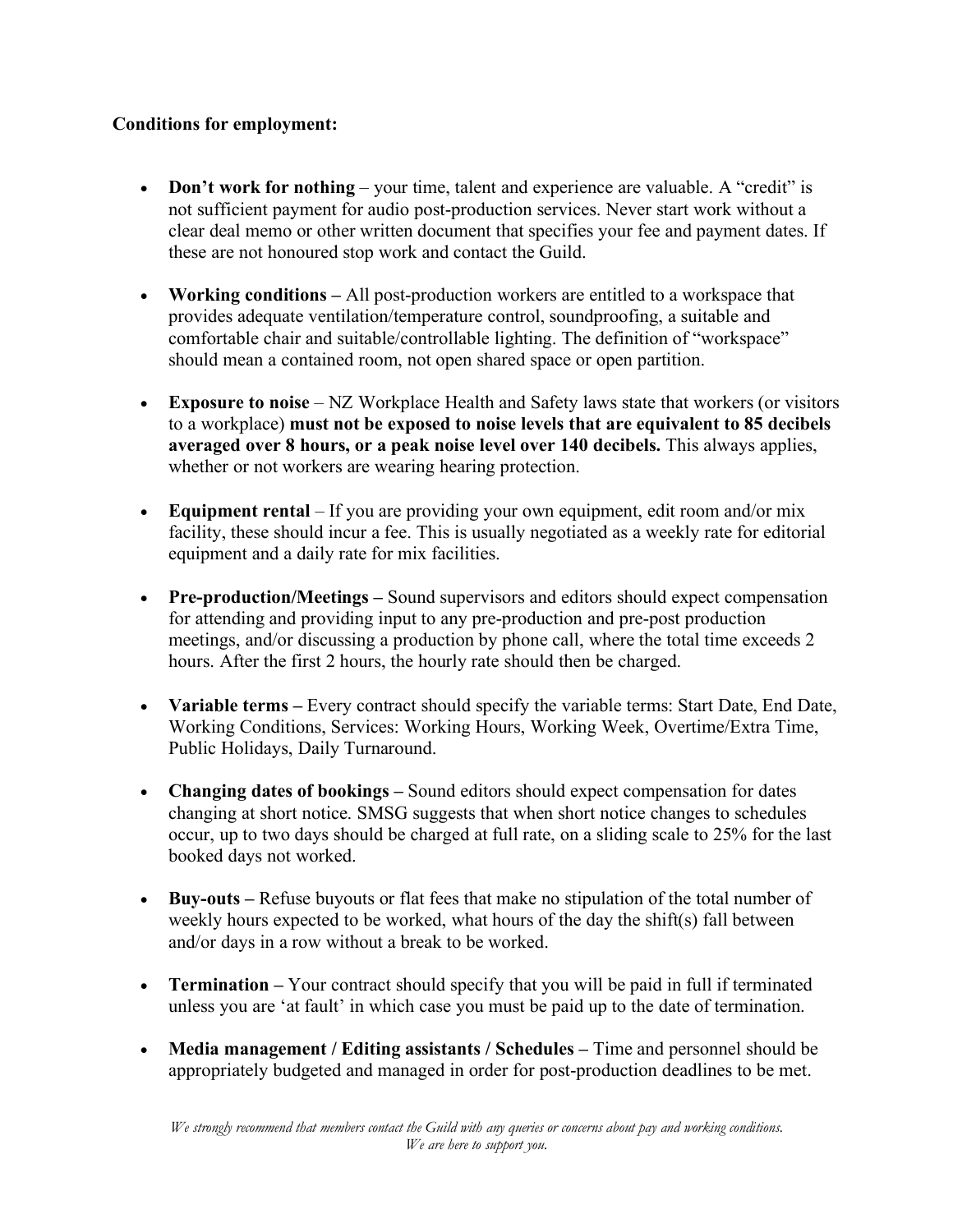**Conditions for employment:**

- **Don't work for nothing** – your time, talent and experience are valuable. A "credit" is not sufficient payment for audio post-production services. Never start work without a clear deal memo or other written document that specifies your fee and payment dates. If these are not honoured stop work and contact the Guild.

- **Working conditions –** All post-production workers are entitled to a workspace that provides adequate ventilation/temperature control, soundproofing, a suitable and comfortable chair and suitable/controllable lighting. The definition of "workspace" should mean a contained room, not open shared space or open partition.

- **Exposure to noise** – NZ Workplace Health and Safety laws state that workers (or visitors to a workplace) **must not be exposed to noise levels that are equivalent to 85 decibels averaged over 8 hours, or a peak noise level over 140 decibels.** This always applies, whether or not workers are wearing hearing protection.

- **Equipment rental** – If you are providing your own equipment, edit room and/or mix facility, these should incur a fee. This is usually negotiated as a weekly rate for editorial equipment and a daily rate for mix facilities.

- **Pre-production/Meetings –** Sound supervisors and editors should expect compensation for attending and providing input to any pre-production and pre-post production meetings, and/or discussing a production by phone call, where the total time exceeds 2 hours. After the first 2 hours, the hourly rate should then be charged.

- **Variable terms –** Every contract should specify the variable terms: Start Date, End Date, Working Conditions, Services: Working Hours, Working Week, Overtime/Extra Time, Public Holidays, Daily Turnaround.

- **Changing dates of bookings –** Sound editors should expect compensation for dates changing at short notice. SMSG suggests that when short notice changes to schedules occur, up to two days should be charged at full rate, on a sliding scale to 25% for the last booked days not worked.

- **Buy-outs –** Refuse buyouts or flat fees that make no stipulation of the total number of weekly hours expected to be worked, what hours of the day the shift(s) fall between and/or days in a row without a break to be worked.

- **Termination –** Your contract should specify that you will be paid in full if terminated unless you are 'at fault' in which case you must be paid up to the date of termination.

- **Media management / Editing assistants / Schedules –** Time and personnel should be appropriately budgeted and managed in order for post-production deadlines to be met.

*We strongly recommend that members contact the Guild with any queries or concerns about pay and working conditions. We are here to support you.*